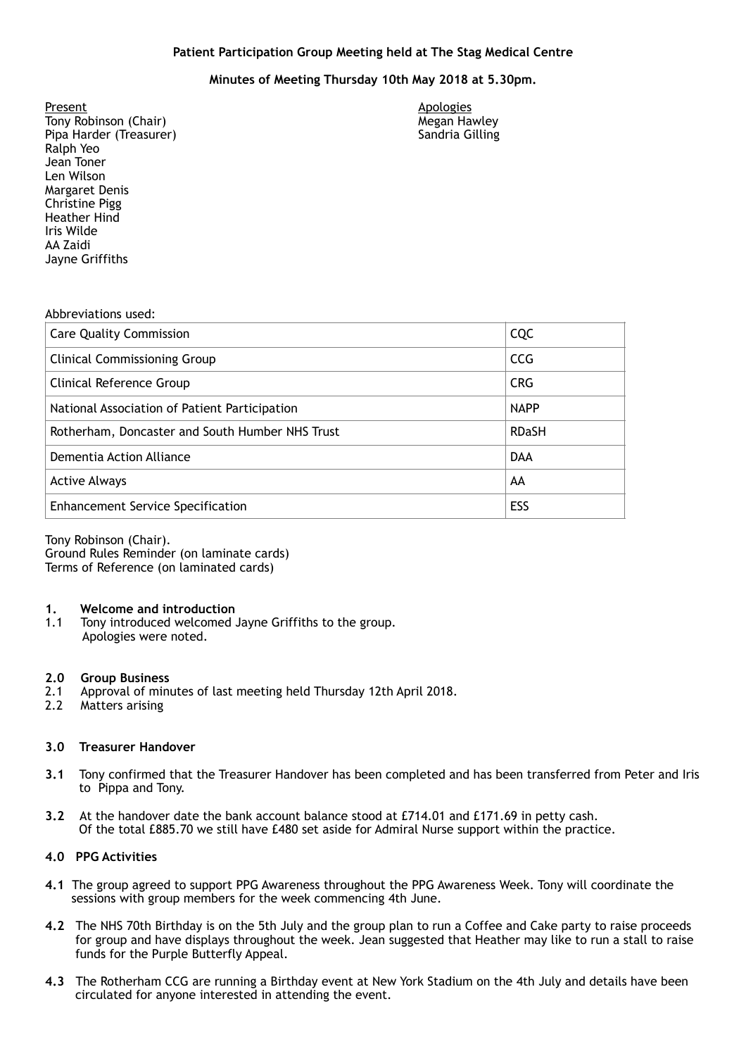**Patient Participation Group Meeting held at The Stag Medical Centre**

**Minutes of Meeting Thursday 10th May 2018 at 5.30pm.**

Present
Tony Robinson (Chair)
Pipa Harder (Treasurer)
Ralph Yeo
Jean Toner
Len Wilson
Margaret Denis
Christine Pigg
Heather Hind
Iris Wilde
AA Zaidi
Jayne Griffiths

Apologies
Megan Hawley
Sandria Gilling

Abbreviations used:

| | |
|---|---|
| Care Quality Commission | CQC |
| Clinical Commissioning Group | CCG |
| Clinical Reference Group | CRG |
| National Association of Patient Participation | NAPP |
| Rotherham, Doncaster and South Humber NHS Trust | RDaSH |
| Dementia Action Alliance | DAA |
| Active Always | AA |
| Enhancement Service Specification | ESS |

Tony Robinson (Chair).
Ground Rules Reminder (on laminate cards)
Terms of Reference (on laminated cards)

**1. Welcome and introduction**

1.1 Tony introduced welcomed Jayne Griffiths to the group.
Apologies were noted.

**2.0 Group Business**

2.1 Approval of minutes of last meeting held Thursday 12th April 2018.
2.2 Matters arising

**3.0 Treasurer Handover**

**3.1** Tony confirmed that the Treasurer Handover has been completed and has been transferred from Peter and Iris to Pippa and Tony.

**3.2** At the handover date the bank account balance stood at £714.01 and £171.69 in petty cash.
Of the total £885.70 we still have £480 set aside for Admiral Nurse support within the practice.

**4.0 PPG Activities**

**4.1** The group agreed to support PPG Awareness throughout the PPG Awareness Week. Tony will coordinate the sessions with group members for the week commencing 4th June.

**4.2** The NHS 70th Birthday is on the 5th July and the group plan to run a Coffee and Cake party to raise proceeds for group and have displays throughout the week. Jean suggested that Heather may like to run a stall to raise funds for the Purple Butterfly Appeal.

**4.3** The Rotherham CCG are running a Birthday event at New York Stadium on the 4th July and details have been circulated for anyone interested in attending the event.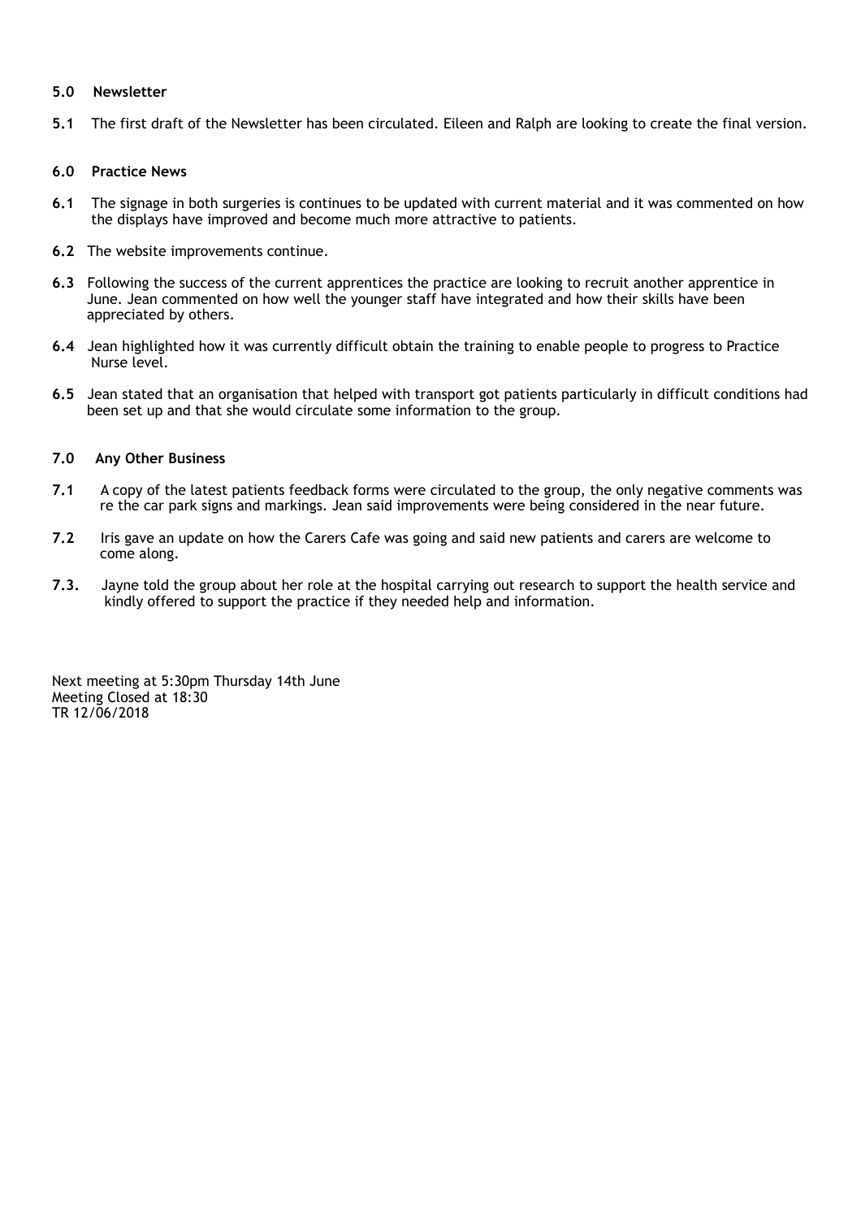## 5.0 Newsletter

**5.1** The first draft of the Newsletter has been circulated. Eileen and Ralph are looking to create the final version.

## 6.0 Practice News

**6.1** The signage in both surgeries is continues to be updated with current material and it was commented on how the displays have improved and become much more attractive to patients.

**6.2** The website improvements continue.

**6.3** Following the success of the current apprentices the practice are looking to recruit another apprentice in June. Jean commented on how well the younger staff have integrated and how their skills have been appreciated by others.

**6.4** Jean highlighted how it was currently difficult obtain the training to enable people to progress to Practice Nurse level.

**6.5** Jean stated that an organisation that helped with transport got patients particularly in difficult conditions had been set up and that she would circulate some information to the group.

## 7.0 Any Other Business

**7.1** A copy of the latest patients feedback forms were circulated to the group, the only negative comments was re the car park signs and markings. Jean said improvements were being considered in the near future.

**7.2** Iris gave an update on how the Carers Cafe was going and said new patients and carers are welcome to come along.

**7.3.** Jayne told the group about her role at the hospital carrying out research to support the health service and kindly offered to support the practice if they needed help and information.

Next meeting at 5:30pm Thursday 14th June
Meeting Closed at 18:30
TR 12/06/2018